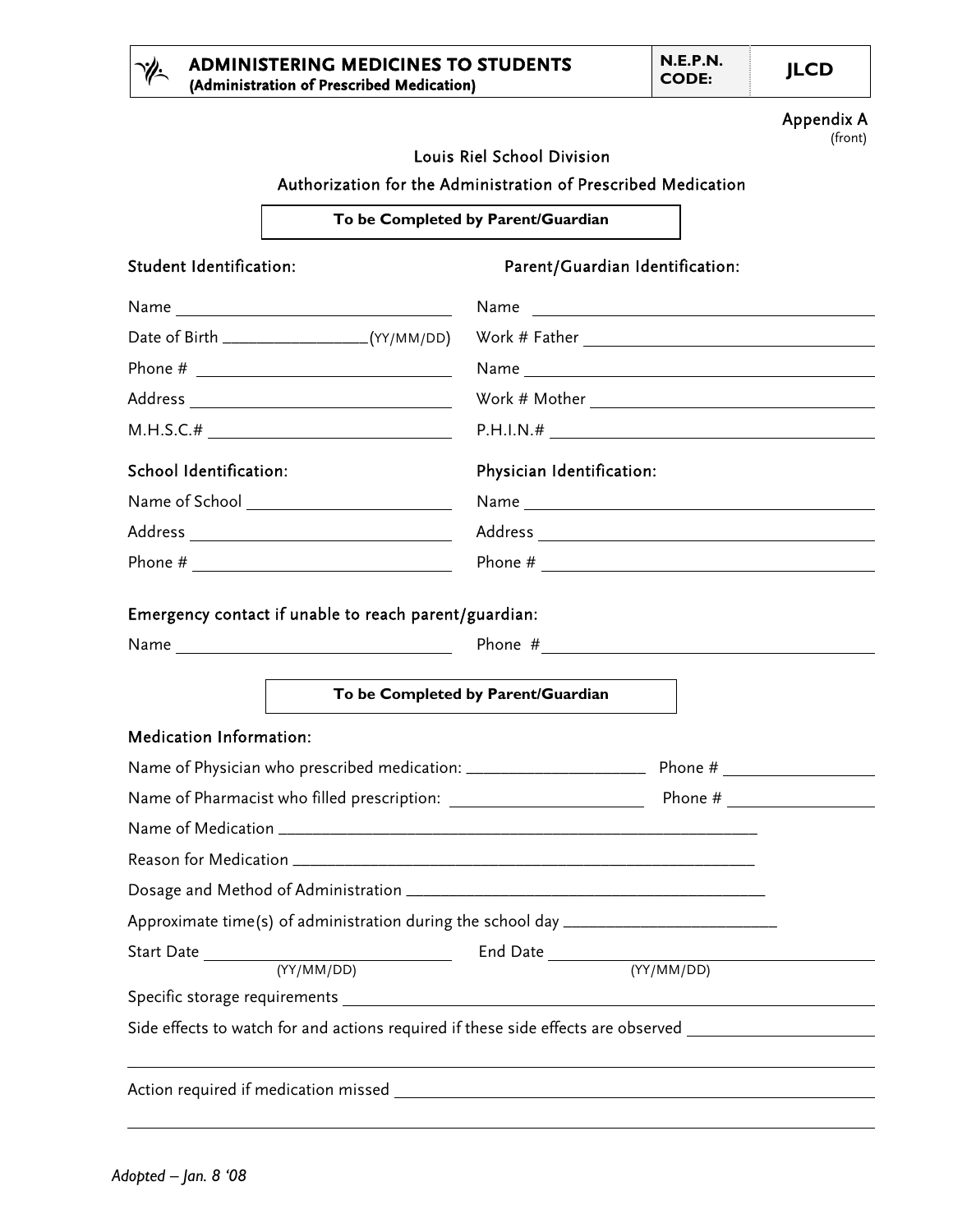# ADMINISTERING MEDICINES TO STUDENTS
**(Administration of Prescribed Medication)**

**N.E.P.N. CODE: JLCD**

Appendix A
(front)

## Louis Riel School Division

## Authorization for the Administration of Prescribed Medication

**To be Completed by Parent/Guardian**

### Student Identification:

Name ______________________________

Date of Birth ________________(YY/MM/DD)

Phone # ______________________________

Address ______________________________

M.H.S.C.# ______________________________

### Parent/Guardian Identification:

Name ______________________________

Work # Father ______________________________

Name ______________________________

Work # Mother ______________________________

P.H.I.N.# ______________________________

### School Identification:

Name of School ______________________________

Address ______________________________

Phone # ______________________________

### Physician Identification:

Name ______________________________

Address ______________________________

Phone # ______________________________

### Emergency contact if unable to reach parent/guardian:

Name ______________________________ Phone # ______________________________

**To be Completed by Parent/Guardian**

### Medication Information:

Name of Physician who prescribed medication: ____________________ Phone # ________________

Name of Pharmacist who filled prescription: ____________________ Phone # ________________

Name of Medication ______________________________________________________

Reason for Medication ______________________________________________________

Dosage and Method of Administration ________________________________________

Approximate time(s) of administration during the school day ______________________

Start Date ______________________ (YY/MM/DD) End Date ______________________ (YY/MM/DD)

Specific storage requirements ______________________________________________________

Side effects to watch for and actions required if these side effects are observed ____________________

______________________________________________________________________________

Action required if medication missed ______________________________________________

______________________________________________________________________________

*Adopted – Jan. 8 '08*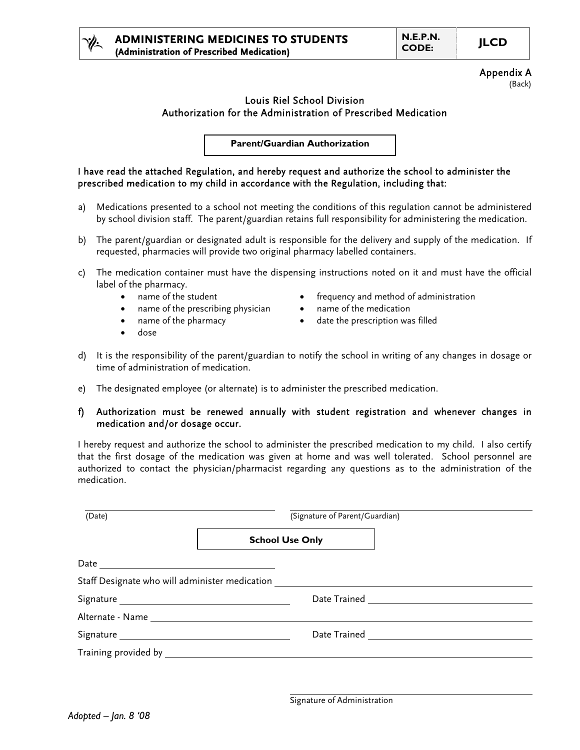**ADMINISTERING MEDICINES TO STUDENTS**
**(Administration of Prescribed Medication)**

**N.E.P.N. CODE: JLCD**

Appendix A
(Back)

## Louis Riel School Division
## Authorization for the Administration of Prescribed Medication

**Parent/Guardian Authorization**

I have read the attached Regulation, and hereby request and authorize the school to administer the prescribed medication to my child in accordance with the Regulation, including that:

a) Medications presented to a school not meeting the conditions of this regulation cannot be administered by school division staff. The parent/guardian retains full responsibility for administering the medication.

b) The parent/guardian or designated adult is responsible for the delivery and supply of the medication. If requested, pharmacies will provide two original pharmacy labelled containers.

c) The medication container must have the dispensing instructions noted on it and must have the official label of the pharmacy.
   - name of the student
   - name of the prescribing physician
   - name of the pharmacy
   - dose
   - frequency and method of administration
   - name of the medication
   - date the prescription was filled

d) It is the responsibility of the parent/guardian to notify the school in writing of any changes in dosage or time of administration of medication.

e) The designated employee (or alternate) is to administer the prescribed medication.

f) Authorization must be renewed annually with student registration and whenever changes in medication and/or dosage occur.

I hereby request and authorize the school to administer the prescribed medication to my child. I also certify that the first dosage of the medication was given at home and was well tolerated. School personnel are authorized to contact the physician/pharmacist regarding any questions as to the administration of the medication.

\_\_\_\_\_\_\_\_\_\_\_\_\_\_\_\_\_\_\_\_ (Date)     \_\_\_\_\_\_\_\_\_\_\_\_\_\_\_\_\_\_\_\_ (Signature of Parent/Guardian)

**School Use Only**

Date \_\_\_\_\_\_\_\_\_\_\_\_\_\_\_\_\_\_\_\_

Staff Designate who will administer medication \_\_\_\_\_\_\_\_\_\_\_\_\_\_\_\_\_\_\_\_

Signature \_\_\_\_\_\_\_\_\_\_\_\_\_\_\_\_\_\_\_\_     Date Trained \_\_\_\_\_\_\_\_\_\_\_\_\_\_\_\_\_\_\_\_

Alternate - Name \_\_\_\_\_\_\_\_\_\_\_\_\_\_\_\_\_\_\_\_

Signature \_\_\_\_\_\_\_\_\_\_\_\_\_\_\_\_\_\_\_\_     Date Trained \_\_\_\_\_\_\_\_\_\_\_\_\_\_\_\_\_\_\_\_

Training provided by \_\_\_\_\_\_\_\_\_\_\_\_\_\_\_\_\_\_\_\_

\_\_\_\_\_\_\_\_\_\_\_\_\_\_\_\_\_\_\_\_
Signature of Administration

*Adopted – Jan. 8 '08*